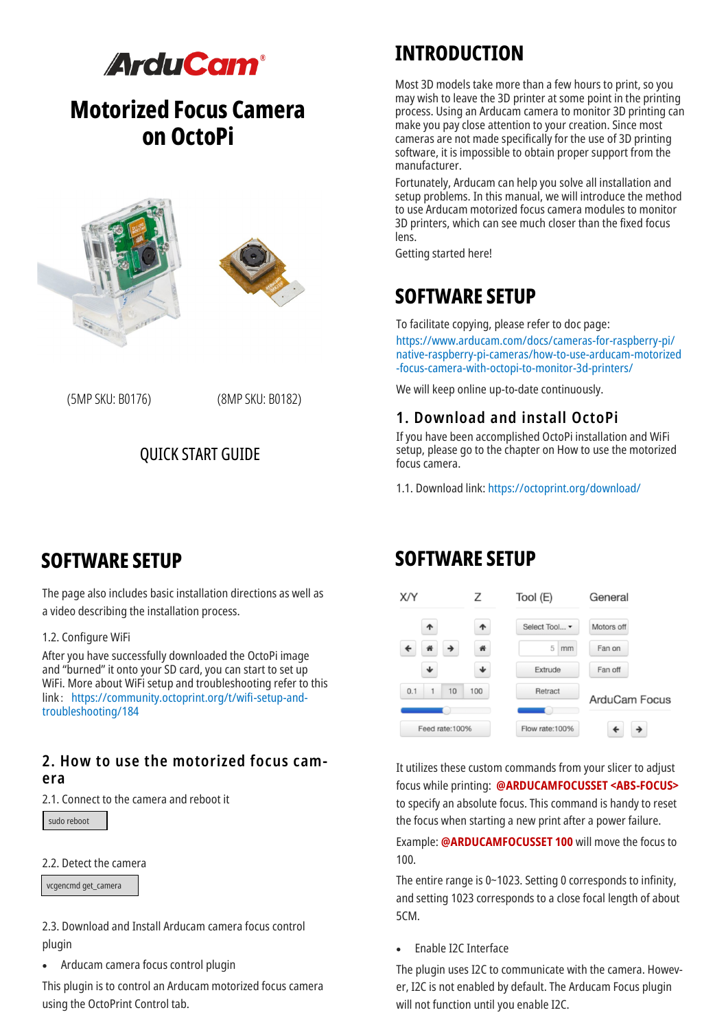# Motorized Focus Camera on OctoPi

(5MP SKU: B0176) (8MP SKU: B0182)

QUICK START GUIDE

## INTRODUCTION

Most 3D models take more than a few hours to print, so you may wish to leave the 3D printer at some point in the printing process. Using an Arducam camera to monitor 3D printing can make you pay close attention to your creation. Since most cameras are not made specifically for the use of 3D printing software, it is impossible to obtain proper support from the manufacturer.

Fortunately, Arducam can help you solve all installation and setup problems. In this manual, we will introduce the method to use Arducam motorized focus camera modules to monitor 3D printers, which can see much closer than the fixed focus lens.

Getting started here!

## SOFTWARE SETUP

To facilitate copying, please refer to doc page:
https://www.arducam.com/docs/cameras-for-raspberry-pi/native-raspberry-pi-cameras/how-to-use-arducam-motorized-focus-camera-with-octopi-to-monitor-3d-printers/

We will keep online up-to-date continuously.

### 1. Download and install OctoPi

If you have been accomplished OctoPi installation and WiFi setup, please go to the chapter on How to use the motorized focus camera.

1.1. Download link: https://octoprint.org/download/

## SOFTWARE SETUP

The page also includes basic installation directions as well as a video describing the installation process.

1.2. Configure WiFi

After you have successfully downloaded the OctoPi image and “burned” it onto your SD card, you can start to set up WiFi. More about WiFi setup and troubleshooting refer to this link： https://community.octoprint.org/t/wifi-setup-and-troubleshooting/184

### 2. How to use the motorized focus camera

2.1. Connect to the camera and reboot it

```
sudo reboot
```

2.2. Detect the camera

```
vcgencmd get_camera
```

2.3. Download and Install Arducam camera focus control plugin

- Arducam camera focus control plugin

This plugin is to control an Arducam motorized focus camera using the OctoPrint Control tab.

## SOFTWARE SETUP

It utilizes these custom commands from your slicer to adjust focus while printing: **@ARDUCAMFOCUSSET <ABS-FOCUS>** to specify an absolute focus. This command is handy to reset the focus when starting a new print after a power failure.

Example: **@ARDUCAMFOCUSSET 100** will move the focus to 100.

The entire range is 0~1023. Setting 0 corresponds to infinity, and setting 1023 corresponds to a close focal length of about 5CM.

- Enable I2C Interface

The plugin uses I2C to communicate with the camera. However, I2C is not enabled by default. The Arducam Focus plugin will not function until you enable I2C.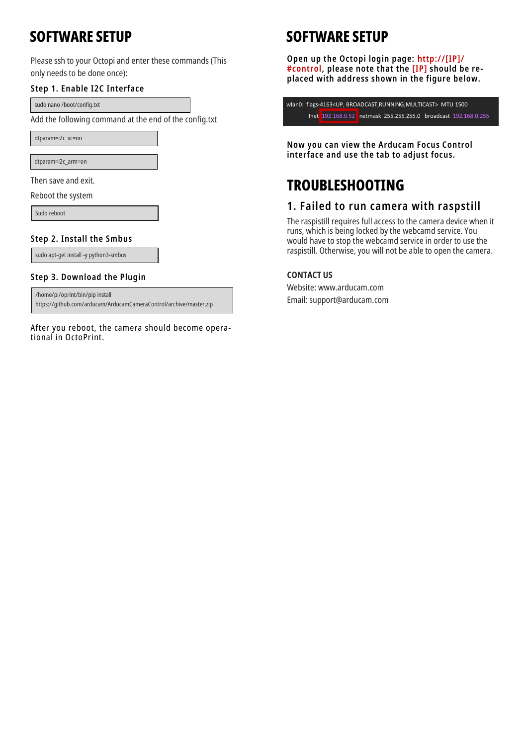# SOFTWARE SETUP

Please ssh to your Octopi and enter these commands (This only needs to be done once):

### Step 1. Enable I2C Interface

```
sudo nano /boot/config.txt
```

Add the following command at the end of the config.txt

```
dtparam=i2c_vc=on
```

```
dtparam=i2c_arm=on
```

Then save and exit.

Reboot the system

```
Sudo reboot
```

### Step 2. Install the Smbus

```
sudo apt-get install -y python3-smbus
```

### Step 3. Download the Plugin

```
/home/pi/oprint/bin/pip install
https://github.com/arducam/ArducamCameraControl/archive/master.zip
```

After you reboot, the camera should become operational in OctoPrint.

# SOFTWARE SETUP

**Open up the Octopi login page: http://[IP]/#control, please note that the [IP] should be replaced with address shown in the figure below.**

```
wlan0: flags-4163<UP, BROADCAST,RUNNING,MULTICAST> MTU 1500
        Inet 192.168.0.52 netmask 255.255.255.0 broadcast 192.168.0.255
```

**Now you can view the Arducam Focus Control interface and use the tab to adjust focus.**

# TROUBLESHOOTING

## 1. Failed to run camera with raspstill

The raspistill requires full access to the camera device when it runs, which is being locked by the webcamd service. You would have to stop the webcamd service in order to use the raspistill. Otherwise, you will not be able to open the camera.

### CONTACT US

Website: www.arducam.com

Email: support@arducam.com